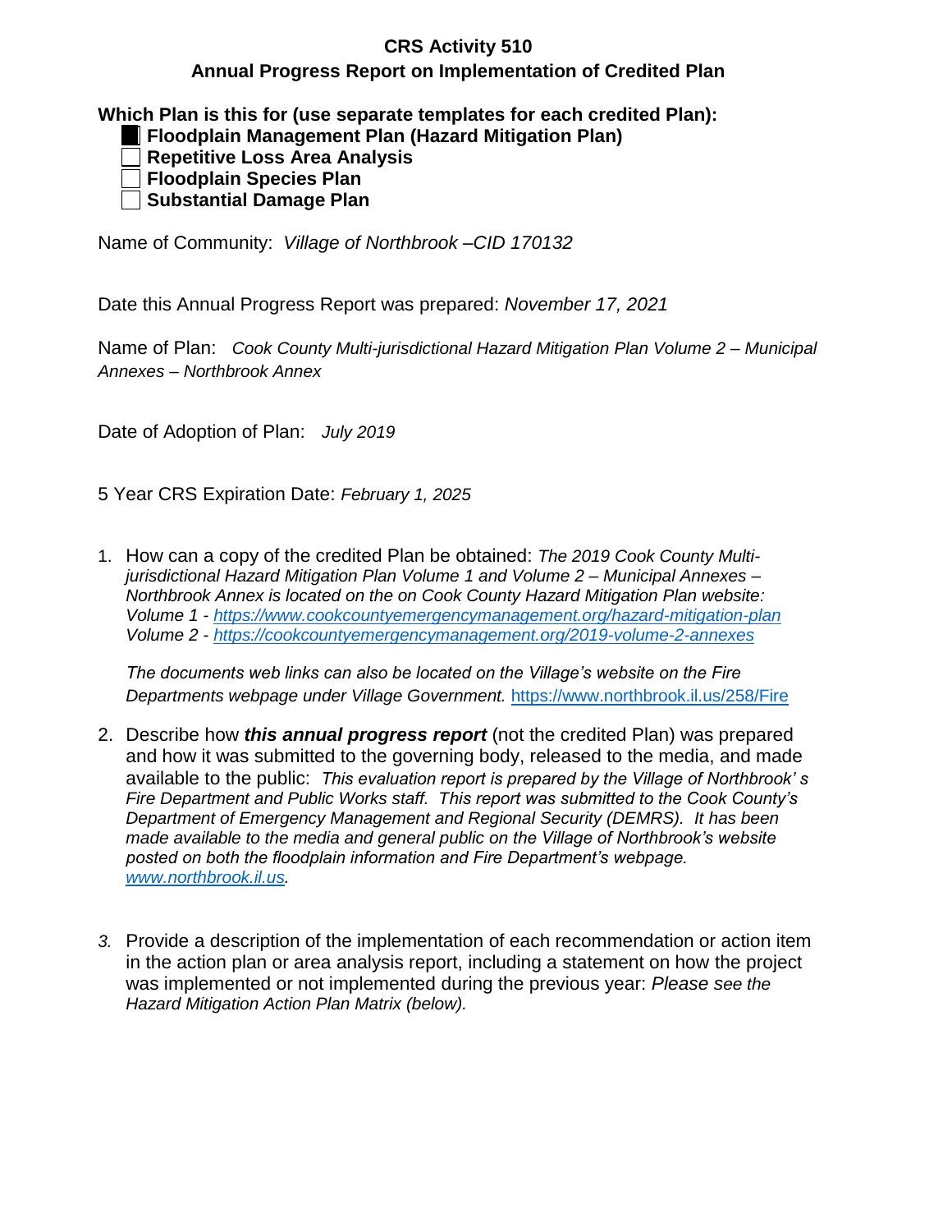# CRS Activity 510

## Annual Progress Report on Implementation of Credited Plan

**Which Plan is this for (use separate templates for each credited Plan):**

- [x] **Floodplain Management Plan (Hazard Mitigation Plan)**
- [ ] **Repetitive Loss Area Analysis**
- [ ] **Floodplain Species Plan**
- [ ] **Substantial Damage Plan**

Name of Community: *Village of Northbrook –CID 170132*

Date this Annual Progress Report was prepared: *November 17, 2021*

Name of Plan: *Cook County Multi-jurisdictional Hazard Mitigation Plan Volume 2 – Municipal Annexes – Northbrook Annex*

Date of Adoption of Plan: *July 2019*

5 Year CRS Expiration Date: *February 1, 2025*

1. How can a copy of the credited Plan be obtained: *The 2019 Cook County Multi-jurisdictional Hazard Mitigation Plan Volume 1 and Volume 2 – Municipal Annexes – Northbrook Annex is located on the on Cook County Hazard Mitigation Plan website:*
   *Volume 1 - https://www.cookcountyemergencymanagement.org/hazard-mitigation-plan*
   *Volume 2 - https://cookcountyemergencymanagement.org/2019-volume-2-annexes*

   *The documents web links can also be located on the Village's website on the Fire Departments webpage under Village Government.* https://www.northbrook.il.us/258/Fire

2. Describe how ***this annual progress report*** (not the credited Plan) was prepared and how it was submitted to the governing body, released to the media, and made available to the public: *This evaluation report is prepared by the Village of Northbrook' s Fire Department and Public Works staff. This report was submitted to the Cook County's Department of Emergency Management and Regional Security (DEMRS). It has been made available to the media and general public on the Village of Northbrook's website posted on both the floodplain information and Fire Department's webpage. www.northbrook.il.us.*

3. Provide a description of the implementation of each recommendation or action item in the action plan or area analysis report, including a statement on how the project was implemented or not implemented during the previous year: *Please see the Hazard Mitigation Action Plan Matrix (below).*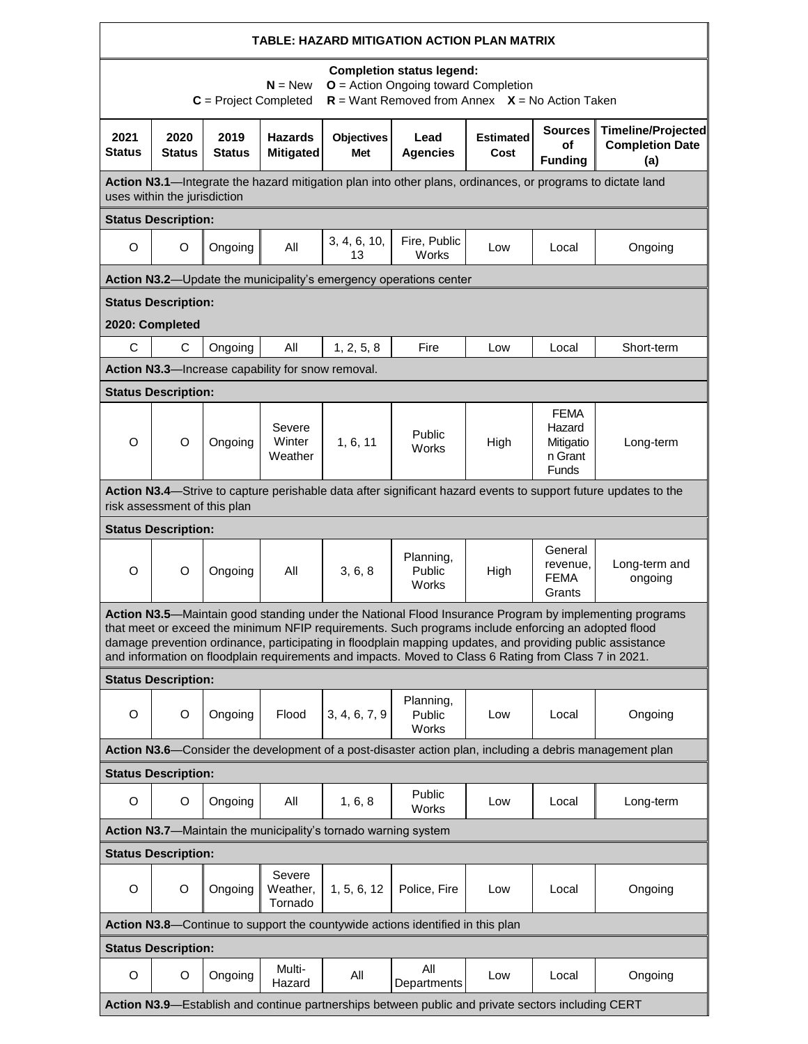**TABLE: HAZARD MITIGATION ACTION PLAN MATRIX**

**Completion status legend:**
**N** = New **O** = Action Ongoing toward Completion
**C** = Project Completed **R** = Want Removed from Annex **X** = No Action Taken

| 2021 Status | 2020 Status | 2019 Status | Hazards Mitigated | Objectives Met | Lead Agencies | Estimated Cost | Sources of Funding | Timeline/Projected Completion Date (a) |
|---|---|---|---|---|---|---|---|---|
| **Action N3.1**—Integrate the hazard mitigation plan into other plans, ordinances, or programs to dictate land uses within the jurisdiction | | | | | | | | |
| **Status Description:** | | | | | | | | |
| O | O | Ongoing | All | 3, 4, 6, 10, 13 | Fire, Public Works | Low | Local | Ongoing |
| **Action N3.2**—Update the municipality's emergency operations center | | | | | | | | |
| **Status Description:** 2020: Completed | | | | | | | | |
| C | C | Ongoing | All | 1, 2, 5, 8 | Fire | Low | Local | Short-term |
| **Action N3.3**—Increase capability for snow removal. | | | | | | | | |
| **Status Description:** | | | | | | | | |
| O | O | Ongoing | Severe Winter Weather | 1, 6, 11 | Public Works | High | FEMA Hazard Mitigation Grant Funds | Long-term |
| **Action N3.4**—Strive to capture perishable data after significant hazard events to support future updates to the risk assessment of this plan | | | | | | | | |
| **Status Description:** | | | | | | | | |
| O | O | Ongoing | All | 3, 6, 8 | Planning, Public Works | High | General revenue, FEMA Grants | Long-term and ongoing |
| **Action N3.5**—Maintain good standing under the National Flood Insurance Program by implementing programs that meet or exceed the minimum NFIP requirements. Such programs include enforcing an adopted flood damage prevention ordinance, participating in floodplain mapping updates, and providing public assistance and information on floodplain requirements and impacts. Moved to Class 6 Rating from Class 7 in 2021. | | | | | | | | |
| **Status Description:** | | | | | | | | |
| O | O | Ongoing | Flood | 3, 4, 6, 7, 9 | Planning, Public Works | Low | Local | Ongoing |
| **Action N3.6**—Consider the development of a post-disaster action plan, including a debris management plan | | | | | | | | |
| **Status Description:** | | | | | | | | |
| O | O | Ongoing | All | 1, 6, 8 | Public Works | Low | Local | Long-term |
| **Action N3.7**—Maintain the municipality's tornado warning system | | | | | | | | |
| **Status Description:** | | | | | | | | |
| O | O | Ongoing | Severe Weather, Tornado | 1, 5, 6, 12 | Police, Fire | Low | Local | Ongoing |
| **Action N3.8**—Continue to support the countywide actions identified in this plan | | | | | | | | |
| **Status Description:** | | | | | | | | |
| O | O | Ongoing | Multi-Hazard | All | All Departments | Low | Local | Ongoing |
| **Action N3.9**—Establish and continue partnerships between public and private sectors including CERT | | | | | | | | |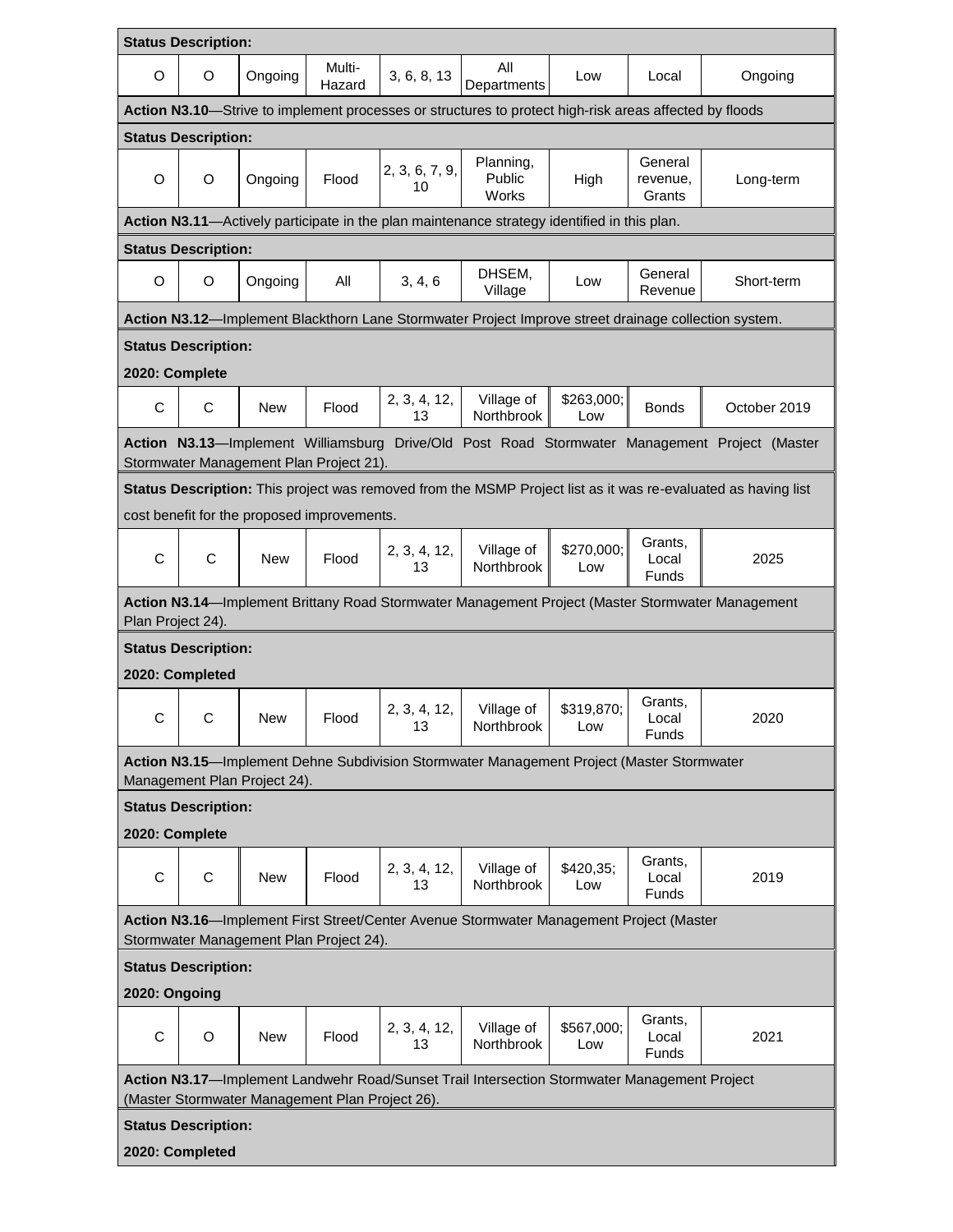| | | | | | | | | |
|---|---|---|---|---|---|---|---|---|
| **Status Description:** | | | | | | | | |
| O | O | Ongoing | Multi-Hazard | 3, 6, 8, 13 | All Departments | Low | Local | Ongoing |
| **Action N3.10**—Strive to implement processes or structures to protect high-risk areas affected by floods | | | | | | | | |
| **Status Description:** | | | | | | | | |
| O | O | Ongoing | Flood | 2, 3, 6, 7, 9, 10 | Planning, Public Works | High | General revenue, Grants | Long-term |
| **Action N3.11**—Actively participate in the plan maintenance strategy identified in this plan. | | | | | | | | |
| **Status Description:** | | | | | | | | |
| O | O | Ongoing | All | 3, 4, 6 | DHSEM, Village | Low | General Revenue | Short-term |
| **Action N3.12**—Implement Blackthorn Lane Stormwater Project Improve street drainage collection system. | | | | | | | | |
| **Status Description:**<br>**2020: Complete** | | | | | | | | |
| C | C | New | Flood | 2, 3, 4, 12, 13 | Village of Northbrook | $263,000; Low | Bonds | October 2019 |
| **Action N3.13**—Implement Williamsburg Drive/Old Post Road Stormwater Management Project (Master Stormwater Management Plan Project 21). | | | | | | | | |
| **Status Description:** This project was removed from the MSMP Project list as it was re-evaluated as having list cost benefit for the proposed improvements. | | | | | | | | |
| C | C | New | Flood | 2, 3, 4, 12, 13 | Village of Northbrook | $270,000; Low | Grants, Local Funds | 2025 |
| **Action N3.14**—Implement Brittany Road Stormwater Management Project (Master Stormwater Management Plan Project 24). | | | | | | | | |
| **Status Description:**<br>**2020: Completed** | | | | | | | | |
| C | C | New | Flood | 2, 3, 4, 12, 13 | Village of Northbrook | $319,870; Low | Grants, Local Funds | 2020 |
| **Action N3.15**—Implement Dehne Subdivision Stormwater Management Project (Master Stormwater Management Plan Project 24). | | | | | | | | |
| **Status Description:**<br>**2020: Complete** | | | | | | | | |
| C | C | New | Flood | 2, 3, 4, 12, 13 | Village of Northbrook | $420,35; Low | Grants, Local Funds | 2019 |
| **Action N3.16**—Implement First Street/Center Avenue Stormwater Management Project (Master Stormwater Management Plan Project 24). | | | | | | | | |
| **Status Description:**<br>**2020: Ongoing** | | | | | | | | |
| C | O | New | Flood | 2, 3, 4, 12, 13 | Village of Northbrook | $567,000; Low | Grants, Local Funds | 2021 |
| **Action N3.17**—Implement Landwehr Road/Sunset Trail Intersection Stormwater Management Project (Master Stormwater Management Plan Project 26). | | | | | | | | |
| **Status Description:**<br>**2020: Completed** | | | | | | | | |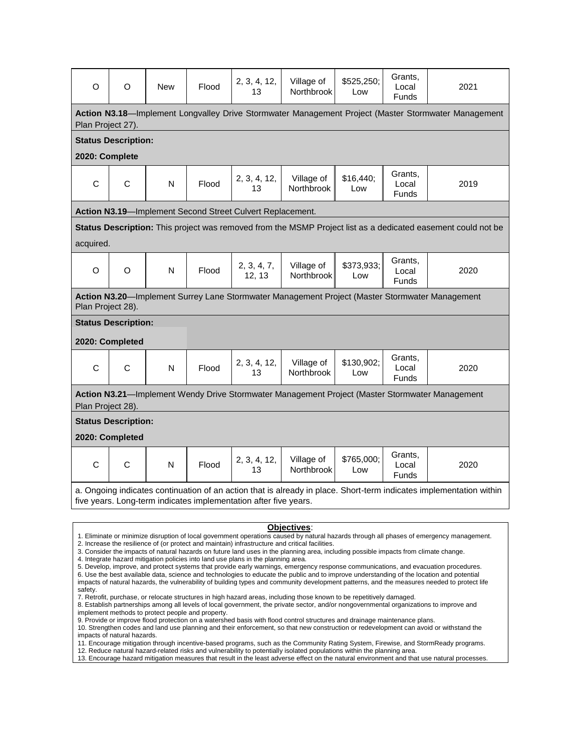| | | | | | | | | |
|---|---|---|---|---|---|---|---|---|
| O | O | New | Flood | 2, 3, 4, 12, 13 | Village of Northbrook | $525,250; Low | Grants, Local Funds | 2021 |

**Action N3.18**—Implement Longvalley Drive Stormwater Management Project (Master Stormwater Management Plan Project 27).

**Status Description:**

**2020: Complete**

| | | | | | | | | |
|---|---|---|---|---|---|---|---|---|
| C | C | N | Flood | 2, 3, 4, 12, 13 | Village of Northbrook | $16,440; Low | Grants, Local Funds | 2019 |

**Action N3.19**—Implement Second Street Culvert Replacement.

**Status Description:** This project was removed from the MSMP Project list as a dedicated easement could not be acquired.

| | | | | | | | | |
|---|---|---|---|---|---|---|---|---|
| O | O | N | Flood | 2, 3, 4, 7, 12, 13 | Village of Northbrook | $373,933; Low | Grants, Local Funds | 2020 |

**Action N3.20**—Implement Surrey Lane Stormwater Management Project (Master Stormwater Management Plan Project 28).

**Status Description:**

**2020: Completed**

| | | | | | | | | |
|---|---|---|---|---|---|---|---|---|
| C | C | N | Flood | 2, 3, 4, 12, 13 | Village of Northbrook | $130,902; Low | Grants, Local Funds | 2020 |

**Action N3.21**—Implement Wendy Drive Stormwater Management Project (Master Stormwater Management Plan Project 28).

**Status Description:**

**2020: Completed**

| | | | | | | | | |
|---|---|---|---|---|---|---|---|---|
| C | C | N | Flood | 2, 3, 4, 12, 13 | Village of Northbrook | $765,000; Low | Grants, Local Funds | 2020 |

a. Ongoing indicates continuation of an action that is already in place. Short-term indicates implementation within five years. Long-term indicates implementation after five years.

**Objectives**:

1. Eliminate or minimize disruption of local government operations caused by natural hazards through all phases of emergency management.
2. Increase the resilience of (or protect and maintain) infrastructure and critical facilities.
3. Consider the impacts of natural hazards on future land uses in the planning area, including possible impacts from climate change.
4. Integrate hazard mitigation policies into land use plans in the planning area.
5. Develop, improve, and protect systems that provide early warnings, emergency response communications, and evacuation procedures.
6. Use the best available data, science and technologies to educate the public and to improve understanding of the location and potential impacts of natural hazards, the vulnerability of building types and community development patterns, and the measures needed to protect life safety.
7. Retrofit, purchase, or relocate structures in high hazard areas, including those known to be repetitively damaged.
8. Establish partnerships among all levels of local government, the private sector, and/or nongovernmental organizations to improve and implement methods to protect people and property.
9. Provide or improve flood protection on a watershed basis with flood control structures and drainage maintenance plans.
10. Strengthen codes and land use planning and their enforcement, so that new construction or redevelopment can avoid or withstand the impacts of natural hazards.
11. Encourage mitigation through incentive-based programs, such as the Community Rating System, Firewise, and StormReady programs.
12. Reduce natural hazard-related risks and vulnerability to potentially isolated populations within the planning area.
13. Encourage hazard mitigation measures that result in the least adverse effect on the natural environment and that use natural processes.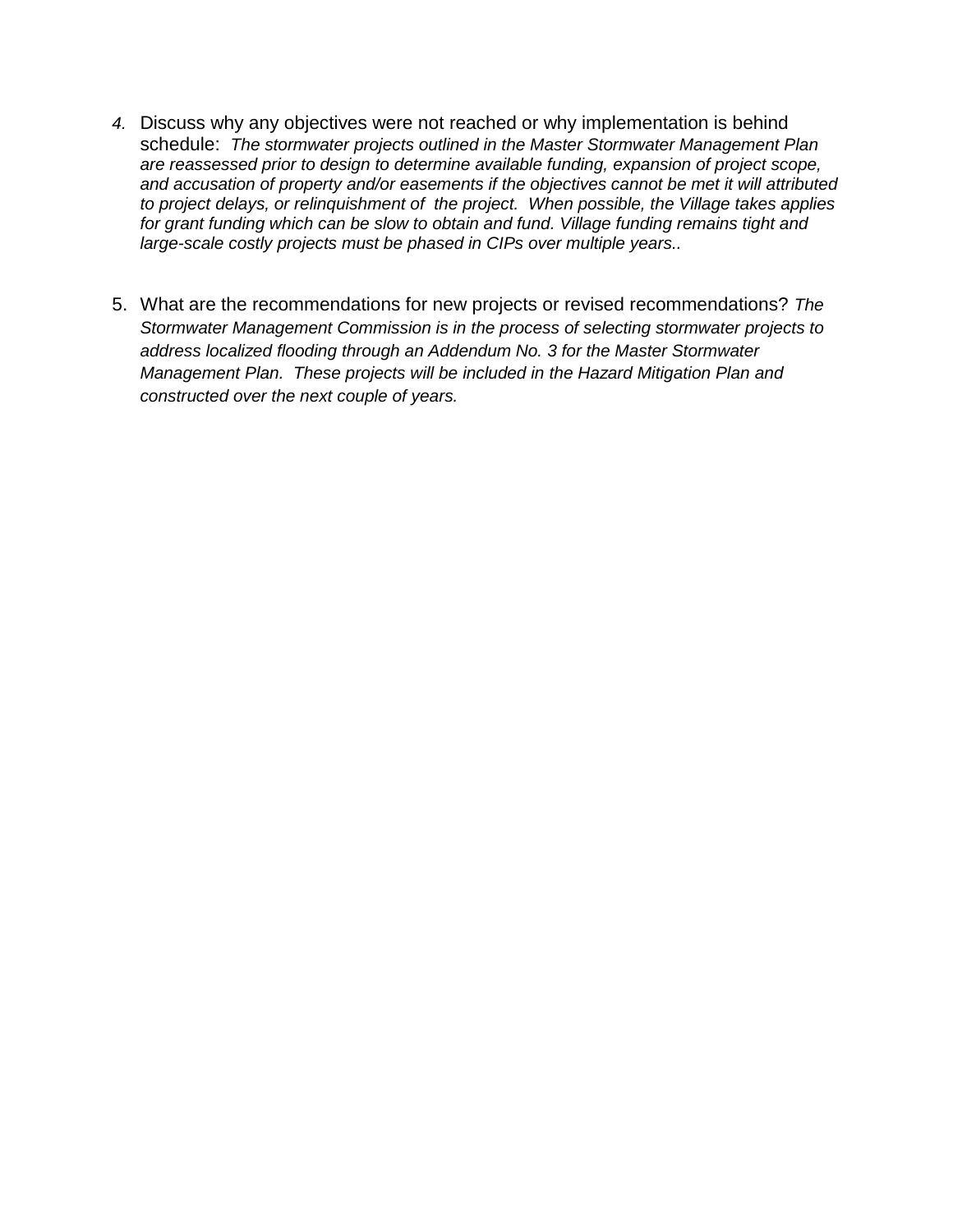4. Discuss why any objectives were not reached or why implementation is behind schedule: *The stormwater projects outlined in the Master Stormwater Management Plan are reassessed prior to design to determine available funding, expansion of project scope, and accusation of property and/or easements if the objectives cannot be met it will attributed to project delays, or relinquishment of the project. When possible, the Village takes applies for grant funding which can be slow to obtain and fund. Village funding remains tight and large-scale costly projects must be phased in CIPs over multiple years..*

5. What are the recommendations for new projects or revised recommendations? *The Stormwater Management Commission is in the process of selecting stormwater projects to address localized flooding through an Addendum No. 3 for the Master Stormwater Management Plan. These projects will be included in the Hazard Mitigation Plan and constructed over the next couple of years.*